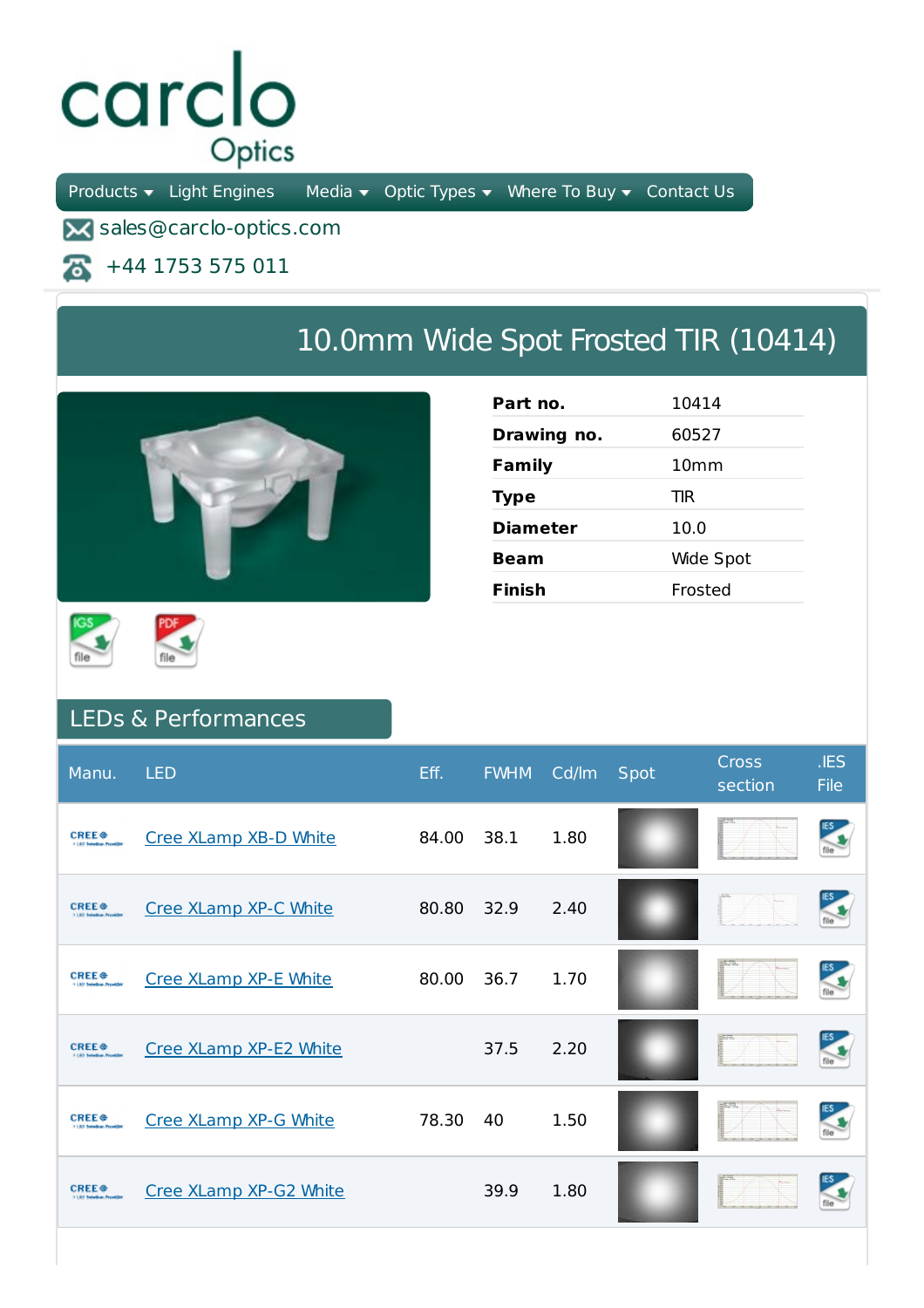carclo Optics

Products · Light Engines · Media · Optic Types · Where To Buy · Contact Us

sales@carclo-optics.com

+44 1753 575 011

# 10.0mm Wide Spot Frosted TIR (10414)

| | |
|---|---|
| **Part no.** | 10414 |
| **Drawing no.** | 60527 |
| **Family** | 10mm |
| **Type** | TIR |
| **Diameter** | 10.0 |
| **Beam** | Wide Spot |
| **Finish** | Frosted |

IGS file · PDF file

## LEDs & Performances

| Manu. | LED | Eff. | FWHM | Cd/lm | Spot | Cross section | .IES File |
|---|---|---|---|---|---|---|---|
| CREE | Cree XLamp XB-D White | 84.00 | 38.1 | 1.80 | | | |
| CREE | Cree XLamp XP-C White | 80.80 | 32.9 | 2.40 | | | |
| CREE | Cree XLamp XP-E White | 80.00 | 36.7 | 1.70 | | | |
| CREE | Cree XLamp XP-E2 White | | 37.5 | 2.20 | | | |
| CREE | Cree XLamp XP-G White | 78.30 | 40 | 1.50 | | | |
| CREE | Cree XLamp XP-G2 White | | 39.9 | 1.80 | | | |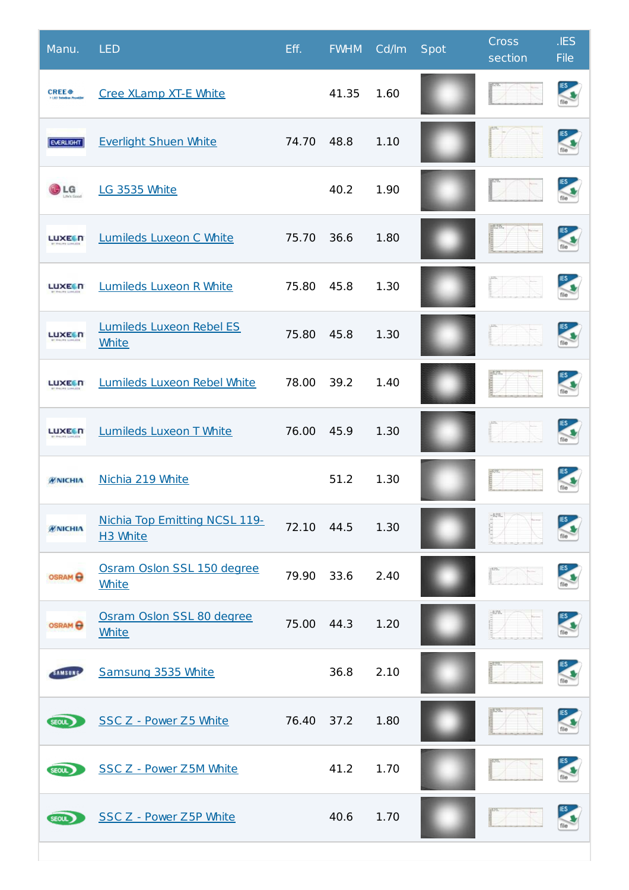| Manu. | LED | Eff. | FWHM | Cd/lm | Spot | Cross section | .IES File |
|---|---|---|---|---|---|---|---|
| CREE | Cree XLamp XT-E White | | 41.35 | 1.60 | | | |
| EVERLIGHT | Everlight Shuen White | 74.70 | 48.8 | 1.10 | | | |
| LG | LG 3535 White | | 40.2 | 1.90 | | | |
| LUXEON | Lumileds Luxeon C White | 75.70 | 36.6 | 1.80 | | | |
| LUXEON | Lumileds Luxeon R White | 75.80 | 45.8 | 1.30 | | | |
| LUXEON | Lumileds Luxeon Rebel ES White | 75.80 | 45.8 | 1.30 | | | |
| LUXEON | Lumileds Luxeon Rebel White | 78.00 | 39.2 | 1.40 | | | |
| LUXEON | Lumileds Luxeon T White | 76.00 | 45.9 | 1.30 | | | |
| NICHIA | Nichia 219 White | | 51.2 | 1.30 | | | |
| NICHIA | Nichia Top Emitting NCSL 119-H3 White | 72.10 | 44.5 | 1.30 | | | |
| OSRAM | Osram Oslon SSL 150 degree White | 79.90 | 33.6 | 2.40 | | | |
| OSRAM | Osram Oslon SSL 80 degree White | 75.00 | 44.3 | 1.20 | | | |
| SAMSUNG | Samsung 3535 White | | 36.8 | 2.10 | | | |
| SEOUL | SSC Z - Power Z5 White | 76.40 | 37.2 | 1.80 | | | |
| SEOUL | SSC Z - Power Z5M White | | 41.2 | 1.70 | | | |
| SEOUL | SSC Z - Power Z5P White | | 40.6 | 1.70 | | | |